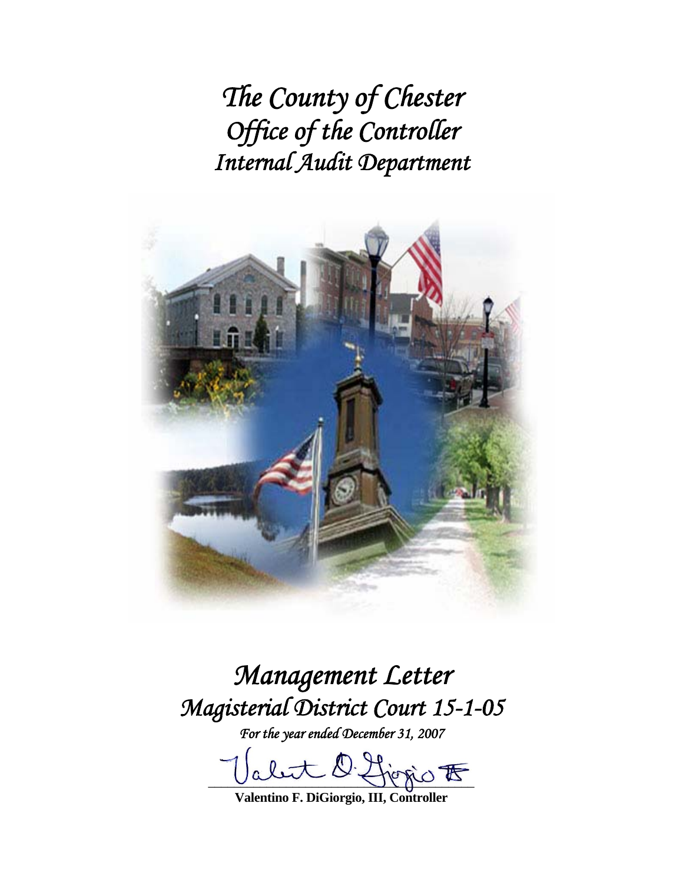# *The County of Chester*
# *Office of the Controller*
# *Internal Audit Department*

# *Management Letter*
# *Magisterial District Court 15-1-05*

*For the year ended December 31, 2007*

**Valentino F. DiGiorgio, III, Controller**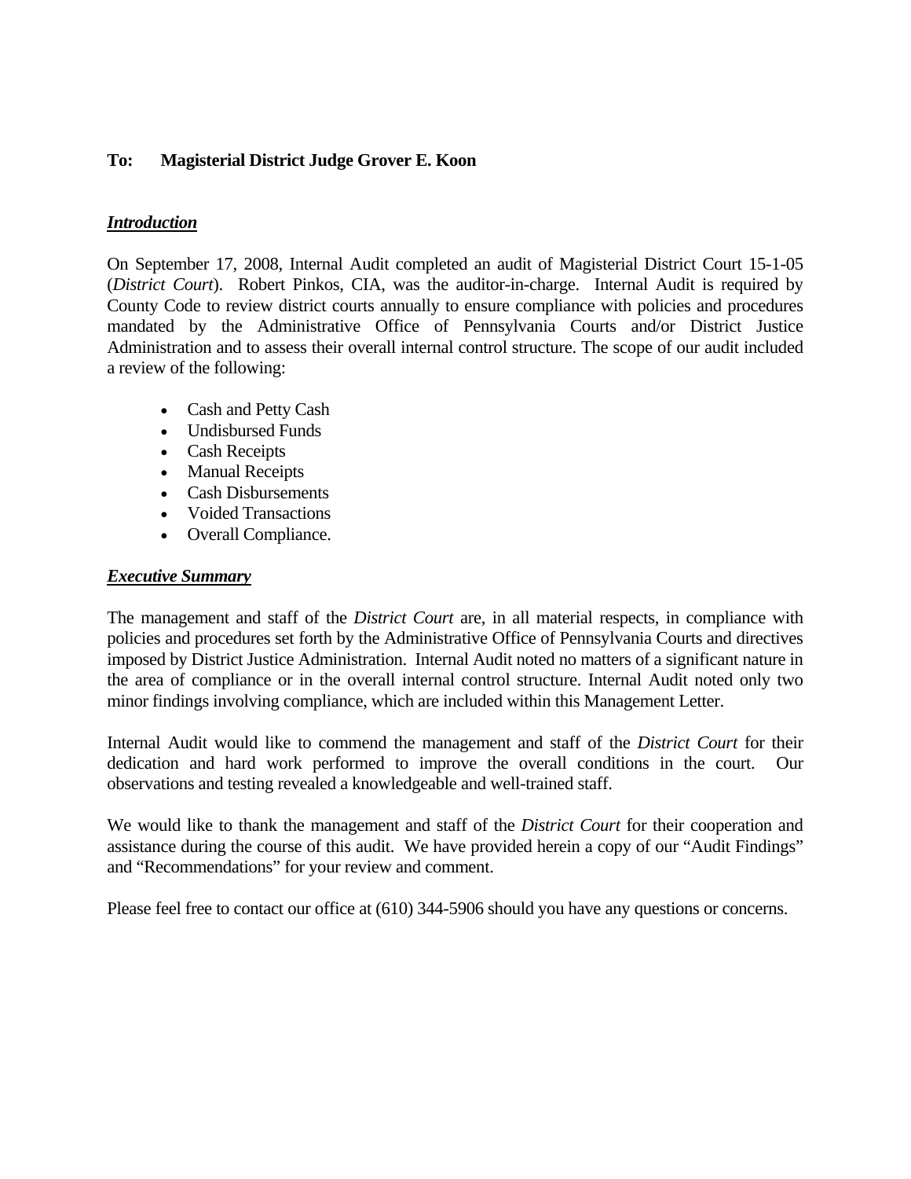**To: Magisterial District Judge Grover E. Koon**

***Introduction***

On September 17, 2008, Internal Audit completed an audit of Magisterial District Court 15-1-05 (*District Court*). Robert Pinkos, CIA, was the auditor-in-charge. Internal Audit is required by County Code to review district courts annually to ensure compliance with policies and procedures mandated by the Administrative Office of Pennsylvania Courts and/or District Justice Administration and to assess their overall internal control structure. The scope of our audit included a review of the following:

- Cash and Petty Cash
- Undisbursed Funds
- Cash Receipts
- Manual Receipts
- Cash Disbursements
- Voided Transactions
- Overall Compliance.

***Executive Summary***

The management and staff of the *District Court* are, in all material respects, in compliance with policies and procedures set forth by the Administrative Office of Pennsylvania Courts and directives imposed by District Justice Administration. Internal Audit noted no matters of a significant nature in the area of compliance or in the overall internal control structure. Internal Audit noted only two minor findings involving compliance, which are included within this Management Letter.

Internal Audit would like to commend the management and staff of the *District Court* for their dedication and hard work performed to improve the overall conditions in the court. Our observations and testing revealed a knowledgeable and well-trained staff.

We would like to thank the management and staff of the *District Court* for their cooperation and assistance during the course of this audit. We have provided herein a copy of our "Audit Findings" and "Recommendations" for your review and comment.

Please feel free to contact our office at (610) 344-5906 should you have any questions or concerns.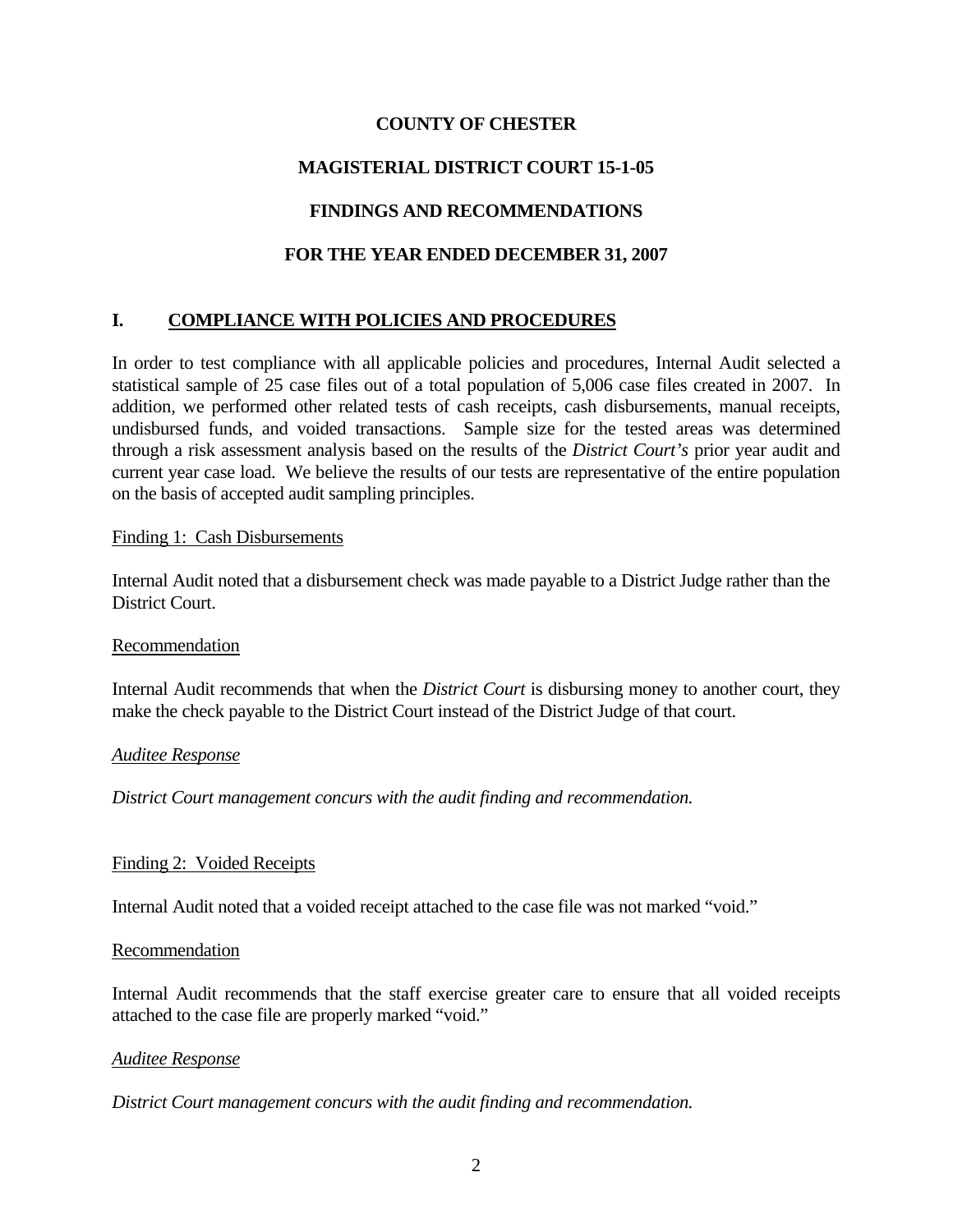**COUNTY OF CHESTER**

**MAGISTERIAL DISTRICT COURT 15-1-05**

**FINDINGS AND RECOMMENDATIONS**

**FOR THE YEAR ENDED DECEMBER 31, 2007**

## I. COMPLIANCE WITH POLICIES AND PROCEDURES

In order to test compliance with all applicable policies and procedures, Internal Audit selected a statistical sample of 25 case files out of a total population of 5,006 case files created in 2007. In addition, we performed other related tests of cash receipts, cash disbursements, manual receipts, undisbursed funds, and voided transactions. Sample size for the tested areas was determined through a risk assessment analysis based on the results of the *District Court's* prior year audit and current year case load. We believe the results of our tests are representative of the entire population on the basis of accepted audit sampling principles.

Finding 1: Cash Disbursements

Internal Audit noted that a disbursement check was made payable to a District Judge rather than the District Court.

Recommendation

Internal Audit recommends that when the *District Court* is disbursing money to another court, they make the check payable to the District Court instead of the District Judge of that court.

*Auditee Response*

*District Court management concurs with the audit finding and recommendation.*

Finding 2: Voided Receipts

Internal Audit noted that a voided receipt attached to the case file was not marked "void."

Recommendation

Internal Audit recommends that the staff exercise greater care to ensure that all voided receipts attached to the case file are properly marked "void."

*Auditee Response*

*District Court management concurs with the audit finding and recommendation.*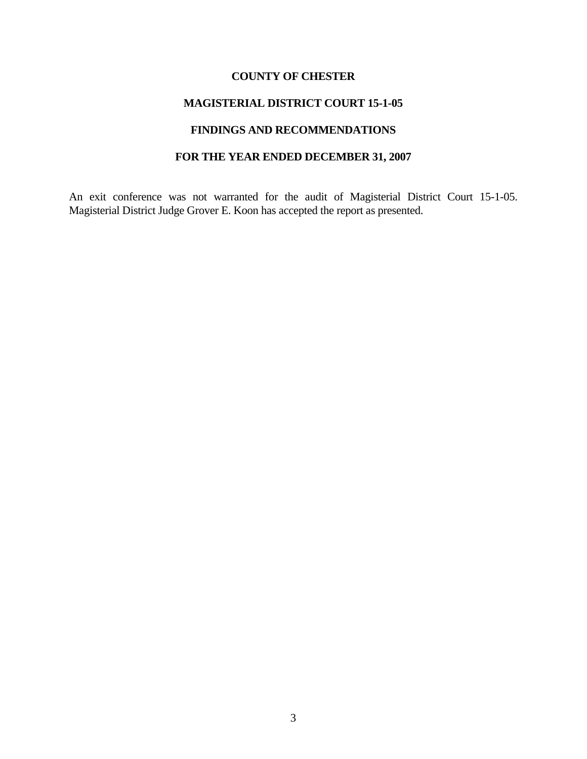**COUNTY OF CHESTER**

**MAGISTERIAL DISTRICT COURT 15-1-05**

**FINDINGS AND RECOMMENDATIONS**

**FOR THE YEAR ENDED DECEMBER 31, 2007**

An exit conference was not warranted for the audit of Magisterial District Court 15-1-05. Magisterial District Judge Grover E. Koon has accepted the report as presented.